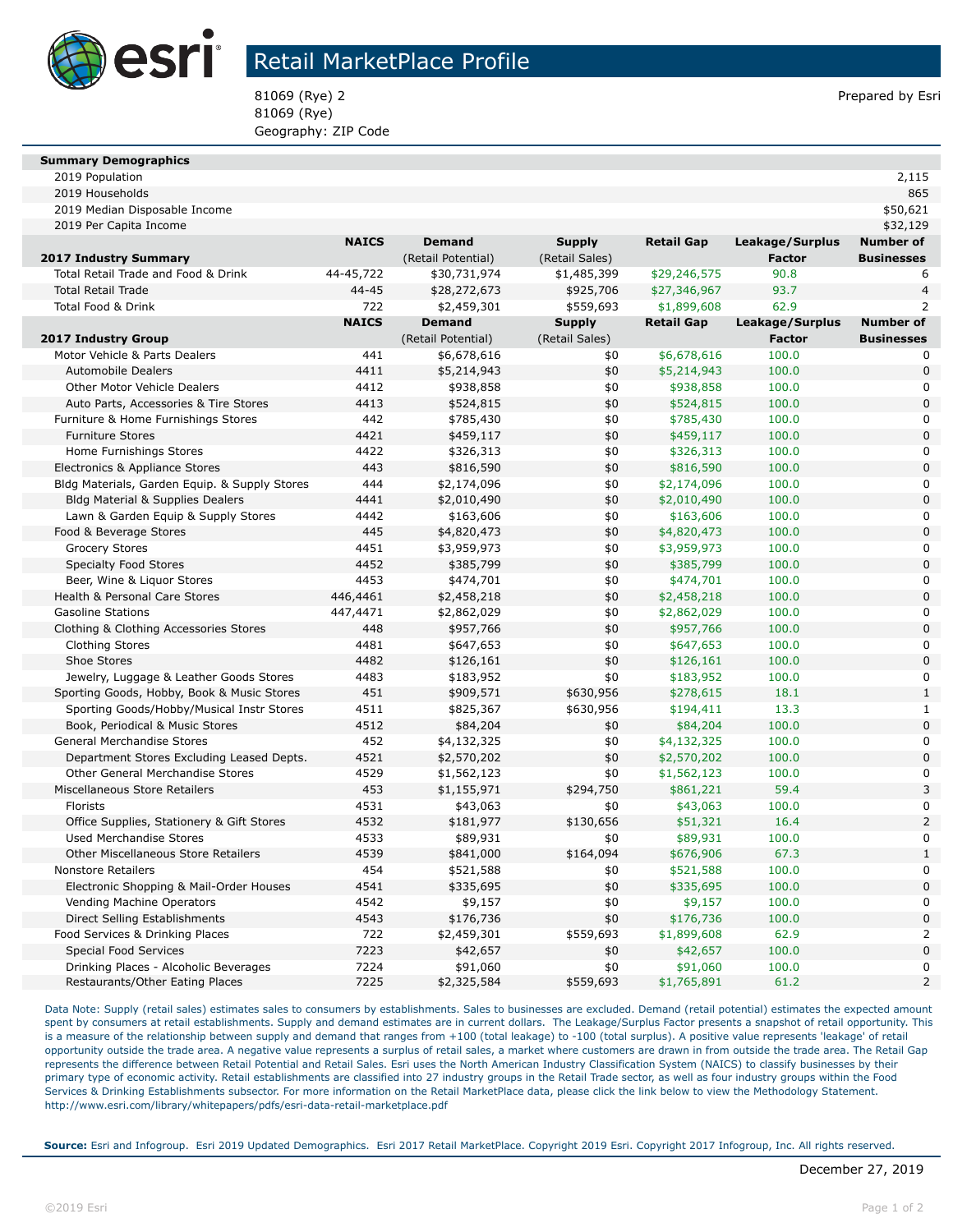# Retail MarketPlace Profile

81069 (Rye) 2
81069 (Rye)
Geography: ZIP Code

Prepared by Esri

| Summary Demographics | |
|---|---|
| 2019 Population | 2,115 |
| 2019 Households | 865 |
| 2019 Median Disposable Income | $50,621 |
| 2019 Per Capita Income | $32,129 |

| 2017 Industry Summary | NAICS | Demand (Retail Potential) | Supply (Retail Sales) | Retail Gap | Leakage/Surplus Factor | Number of Businesses |
|---|---|---|---|---|---|---|
| Total Retail Trade and Food & Drink | 44-45,722 | $30,731,974 | $1,485,399 | $29,246,575 | 90.8 | 6 |
| Total Retail Trade | 44-45 | $28,272,673 | $925,706 | $27,346,967 | 93.7 | 4 |
| Total Food & Drink | 722 | $2,459,301 | $559,693 | $1,899,608 | 62.9 | 2 |

| 2017 Industry Group | NAICS | Demand (Retail Potential) | Supply (Retail Sales) | Retail Gap | Leakage/Surplus Factor | Number of Businesses |
|---|---|---|---|---|---|---|
| Motor Vehicle & Parts Dealers | 441 | $6,678,616 | $0 | $6,678,616 | 100.0 | 0 |
| Automobile Dealers | 4411 | $5,214,943 | $0 | $5,214,943 | 100.0 | 0 |
| Other Motor Vehicle Dealers | 4412 | $938,858 | $0 | $938,858 | 100.0 | 0 |
| Auto Parts, Accessories & Tire Stores | 4413 | $524,815 | $0 | $524,815 | 100.0 | 0 |
| Furniture & Home Furnishings Stores | 442 | $785,430 | $0 | $785,430 | 100.0 | 0 |
| Furniture Stores | 4421 | $459,117 | $0 | $459,117 | 100.0 | 0 |
| Home Furnishings Stores | 4422 | $326,313 | $0 | $326,313 | 100.0 | 0 |
| Electronics & Appliance Stores | 443 | $816,590 | $0 | $816,590 | 100.0 | 0 |
| Bldg Materials, Garden Equip. & Supply Stores | 444 | $2,174,096 | $0 | $2,174,096 | 100.0 | 0 |
| Bldg Material & Supplies Dealers | 4441 | $2,010,490 | $0 | $2,010,490 | 100.0 | 0 |
| Lawn & Garden Equip & Supply Stores | 4442 | $163,606 | $0 | $163,606 | 100.0 | 0 |
| Food & Beverage Stores | 445 | $4,820,473 | $0 | $4,820,473 | 100.0 | 0 |
| Grocery Stores | 4451 | $3,959,973 | $0 | $3,959,973 | 100.0 | 0 |
| Specialty Food Stores | 4452 | $385,799 | $0 | $385,799 | 100.0 | 0 |
| Beer, Wine & Liquor Stores | 4453 | $474,701 | $0 | $474,701 | 100.0 | 0 |
| Health & Personal Care Stores | 446,4461 | $2,458,218 | $0 | $2,458,218 | 100.0 | 0 |
| Gasoline Stations | 447,4471 | $2,862,029 | $0 | $2,862,029 | 100.0 | 0 |
| Clothing & Clothing Accessories Stores | 448 | $957,766 | $0 | $957,766 | 100.0 | 0 |
| Clothing Stores | 4481 | $647,653 | $0 | $647,653 | 100.0 | 0 |
| Shoe Stores | 4482 | $126,161 | $0 | $126,161 | 100.0 | 0 |
| Jewelry, Luggage & Leather Goods Stores | 4483 | $183,952 | $0 | $183,952 | 100.0 | 0 |
| Sporting Goods, Hobby, Book & Music Stores | 451 | $909,571 | $630,956 | $278,615 | 18.1 | 1 |
| Sporting Goods/Hobby/Musical Instr Stores | 4511 | $825,367 | $630,956 | $194,411 | 13.3 | 1 |
| Book, Periodical & Music Stores | 4512 | $84,204 | $0 | $84,204 | 100.0 | 0 |
| General Merchandise Stores | 452 | $4,132,325 | $0 | $4,132,325 | 100.0 | 0 |
| Department Stores Excluding Leased Depts. | 4521 | $2,570,202 | $0 | $2,570,202 | 100.0 | 0 |
| Other General Merchandise Stores | 4529 | $1,562,123 | $0 | $1,562,123 | 100.0 | 0 |
| Miscellaneous Store Retailers | 453 | $1,155,971 | $294,750 | $861,221 | 59.4 | 3 |
| Florists | 4531 | $43,063 | $0 | $43,063 | 100.0 | 0 |
| Office Supplies, Stationery & Gift Stores | 4532 | $181,977 | $130,656 | $51,321 | 16.4 | 2 |
| Used Merchandise Stores | 4533 | $89,931 | $0 | $89,931 | 100.0 | 0 |
| Other Miscellaneous Store Retailers | 4539 | $841,000 | $164,094 | $676,906 | 67.3 | 1 |
| Nonstore Retailers | 454 | $521,588 | $0 | $521,588 | 100.0 | 0 |
| Electronic Shopping & Mail-Order Houses | 4541 | $335,695 | $0 | $335,695 | 100.0 | 0 |
| Vending Machine Operators | 4542 | $9,157 | $0 | $9,157 | 100.0 | 0 |
| Direct Selling Establishments | 4543 | $176,736 | $0 | $176,736 | 100.0 | 0 |
| Food Services & Drinking Places | 722 | $2,459,301 | $559,693 | $1,899,608 | 62.9 | 2 |
| Special Food Services | 7223 | $42,657 | $0 | $42,657 | 100.0 | 0 |
| Drinking Places - Alcoholic Beverages | 7224 | $91,060 | $0 | $91,060 | 100.0 | 0 |
| Restaurants/Other Eating Places | 7225 | $2,325,584 | $559,693 | $1,765,891 | 61.2 | 2 |

Data Note: Supply (retail sales) estimates sales to consumers by establishments. Sales to businesses are excluded. Demand (retail potential) estimates the expected amount spent by consumers at retail establishments. Supply and demand estimates are in current dollars. The Leakage/Surplus Factor presents a snapshot of retail opportunity. This is a measure of the relationship between supply and demand that ranges from +100 (total leakage) to -100 (total surplus). A positive value represents 'leakage' of retail opportunity outside the trade area. A negative value represents a surplus of retail sales, a market where customers are drawn in from outside the trade area. The Retail Gap represents the difference between Retail Potential and Retail Sales. Esri uses the North American Industry Classification System (NAICS) to classify businesses by their primary type of economic activity. Retail establishments are classified into 27 industry groups in the Retail Trade sector, as well as four industry groups within the Food Services & Drinking Establishments subsector. For more information on the Retail MarketPlace data, please click the link below to view the Methodology Statement.
http://www.esri.com/library/whitepapers/pdfs/esri-data-retail-marketplace.pdf

**Source:** Esri and Infogroup. Esri 2019 Updated Demographics. Esri 2017 Retail MarketPlace. Copyright 2019 Esri. Copyright 2017 Infogroup, Inc. All rights reserved.

December 27, 2019

©2019 Esri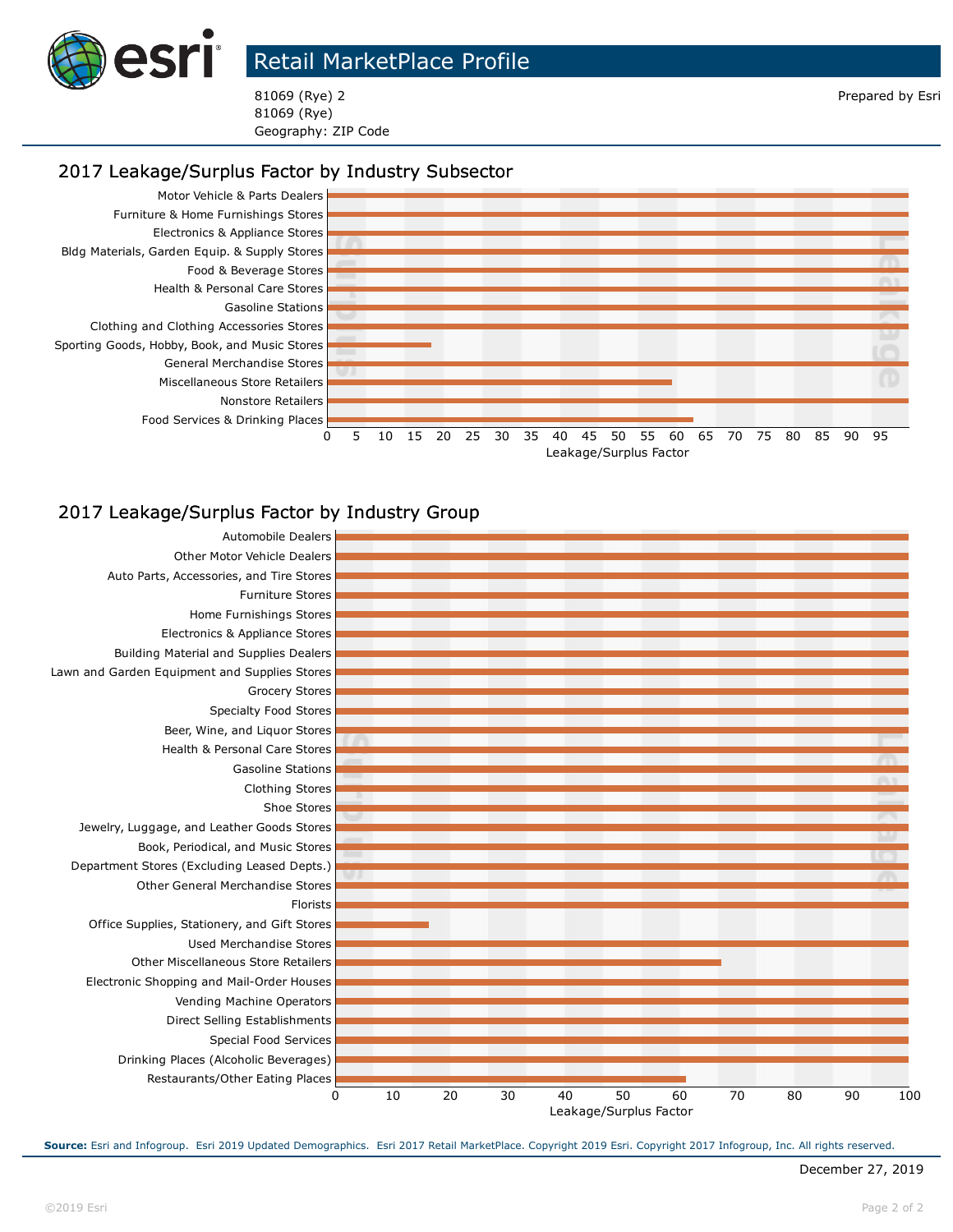# Retail MarketPlace Profile

81069 (Rye) 2
81069 (Rye)
Geography: ZIP Code

Prepared by Esri

## 2017 Leakage/Surplus Factor by Industry Subsector

Motor Vehicle & Parts Dealers
Furniture & Home Furnishings Stores
Electronics & Appliance Stores
Bldg Materials, Garden Equip. & Supply Stores
Food & Beverage Stores
Health & Personal Care Stores
Gasoline Stations
Clothing and Clothing Accessories Stores
Sporting Goods, Hobby, Book, and Music Stores
General Merchandise Stores
Miscellaneous Store Retailers
Nonstore Retailers
Food Services & Drinking Places

0 5 10 15 20 25 30 35 40 45 50 55 60 65 70 75 80 85 90 95

Leakage/Surplus Factor

Surplus
Leakage

## 2017 Leakage/Surplus Factor by Industry Group

Automobile Dealers
Other Motor Vehicle Dealers
Auto Parts, Accessories, and Tire Stores
Furniture Stores
Home Furnishings Stores
Electronics & Appliance Stores
Building Material and Supplies Dealers
Lawn and Garden Equipment and Supplies Stores
Grocery Stores
Specialty Food Stores
Beer, Wine, and Liquor Stores
Health & Personal Care Stores
Gasoline Stations
Clothing Stores
Shoe Stores
Jewelry, Luggage, and Leather Goods Stores
Book, Periodical, and Music Stores
Department Stores (Excluding Leased Depts.)
Other General Merchandise Stores
Florists
Office Supplies, Stationery, and Gift Stores
Used Merchandise Stores
Other Miscellaneous Store Retailers
Electronic Shopping and Mail-Order Houses
Vending Machine Operators
Direct Selling Establishments
Special Food Services
Drinking Places (Alcoholic Beverages)
Restaurants/Other Eating Places

0 10 20 30 40 50 60 70 80 90 100

Leakage/Surplus Factor

Surplus
Leakage

**Source:** Esri and Infogroup. Esri 2019 Updated Demographics. Esri 2017 Retail MarketPlace. Copyright 2019 Esri. Copyright 2017 Infogroup, Inc. All rights reserved.

December 27, 2019